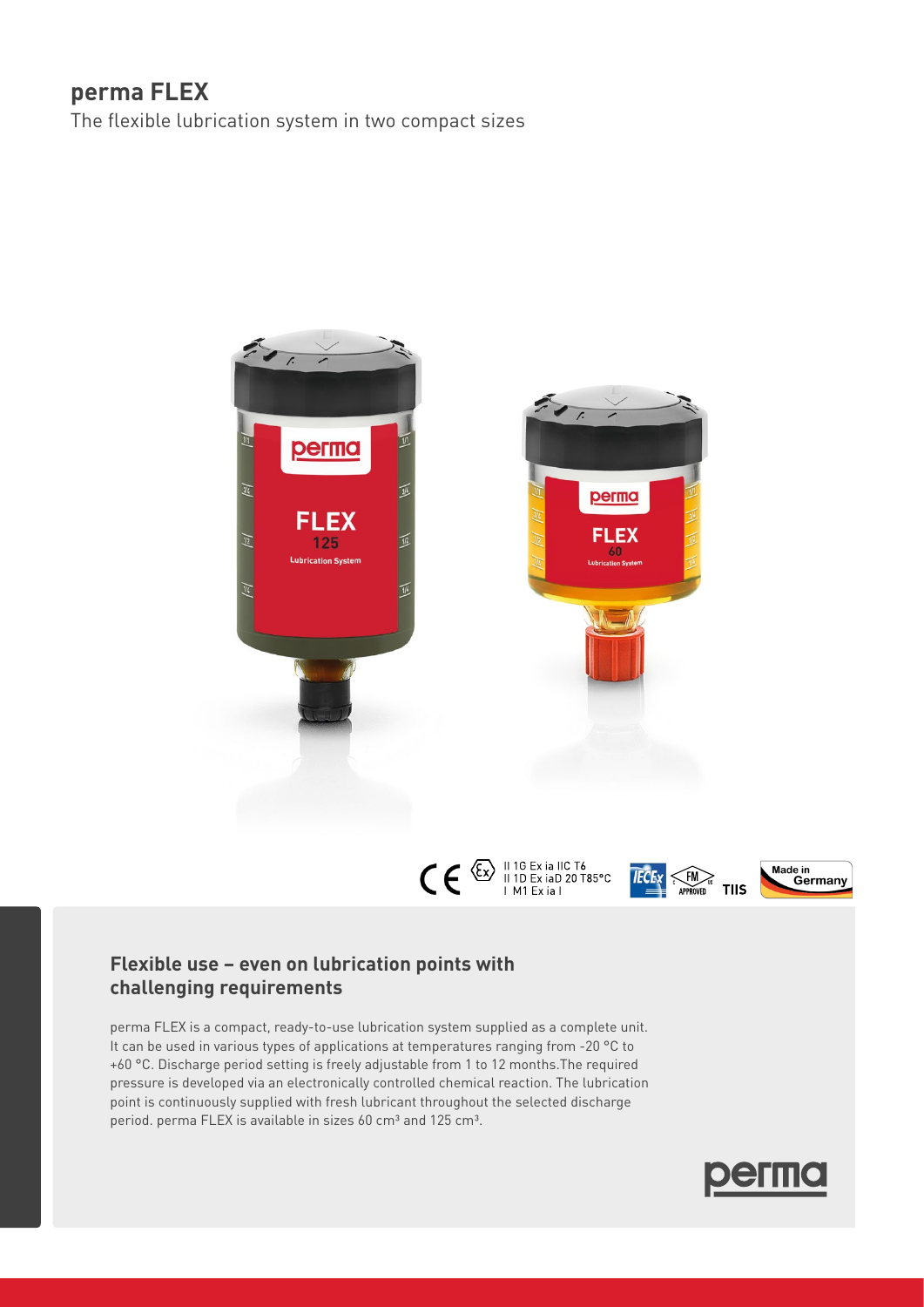# perma FLEX

The flexible lubrication system in two compact sizes

II 1G Ex ia IIC T6
II 1D Ex iaD 20 T85°C
I M1 Ex ia I

## Flexible use – even on lubrication points with challenging requirements

perma FLEX is a compact, ready-to-use lubrication system supplied as a complete unit. It can be used in various types of applications at temperatures ranging from -20 °C to +60 °C. Discharge period setting is freely adjustable from 1 to 12 months.The required pressure is developed via an electronically controlled chemical reaction. The lubrication point is continuously supplied with fresh lubricant throughout the selected discharge period. perma FLEX is available in sizes 60 cm³ and 125 cm³.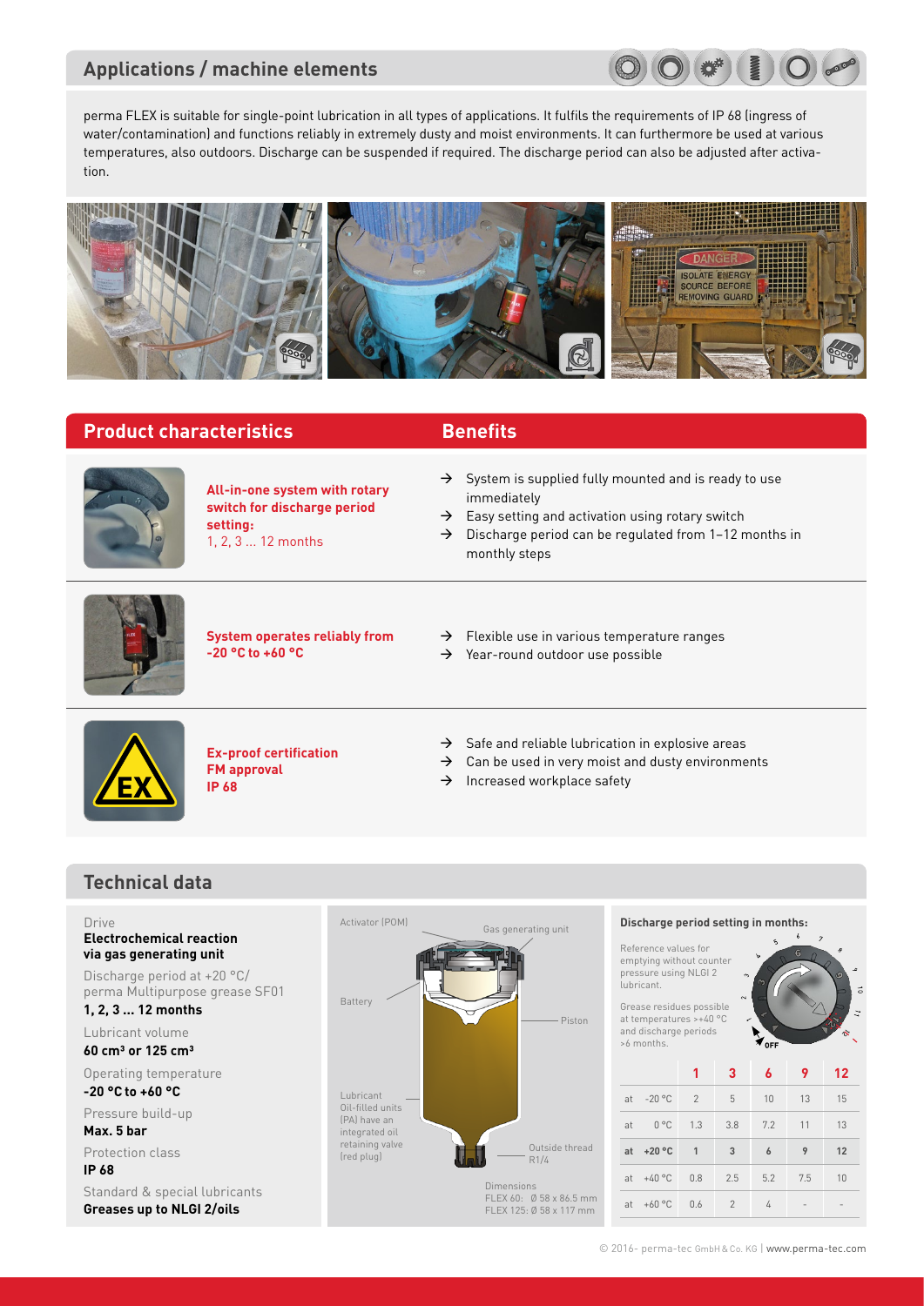## Applications / machine elements

perma FLEX is suitable for single-point lubrication in all types of applications. It fulfils the requirements of IP 68 (ingress of water/contamination) and functions reliably in extremely dusty and moist environments. It can furthermore be used at various temperatures, also outdoors. Discharge can be suspended if required. The discharge period can also be adjusted after activation.

| Product characteristics | Benefits |
| --- | --- |
| **All-in-one system with rotary switch for discharge period setting:** 1, 2, 3 ... 12 months | → System is supplied fully mounted and is ready to use immediately<br>→ Easy setting and activation using rotary switch<br>→ Discharge period can be regulated from 1–12 months in monthly steps |
| **System operates reliably from -20 °C to +60 °C** | → Flexible use in various temperature ranges<br>→ Year-round outdoor use possible |
| **Ex-proof certification**<br>**FM approval**<br>**IP 68** | → Safe and reliable lubrication in explosive areas<br>→ Can be used in very moist and dusty environments<br>→ Increased workplace safety |

## Technical data

Drive
**Electrochemical reaction via gas generating unit**

Discharge period at +20 °C/ perma Multipurpose grease SF01
**1, 2, 3 ... 12 months**

Lubricant volume
**60 cm³ or 125 cm³**

Operating temperature
**-20 °C to +60 °C**

Pressure build-up
**Max. 5 bar**

Protection class
**IP 68**

Standard & special lubricants
**Greases up to NLGI 2/oils**

Activator (POM)
Gas generating unit
Battery
Piston
Lubricant
Oil-filled units (PA) have an integrated oil retaining valve (red plug)
Outside thread R1/4

Dimensions
FLEX 60: Ø 58 x 86.5 mm
FLEX 125: Ø 58 x 117 mm

**Discharge period setting in months:**

Reference values for emptying without counter pressure using NLGI 2 lubricant.

Grease residues possible at temperatures >+40 °C and discharge periods >6 months.

| | 1 | 3 | 6 | 9 | 12 |
| --- | --- | --- | --- | --- | --- |
| at -20 °C | 2 | 5 | 10 | 13 | 15 |
| at 0 °C | 1.3 | 3.8 | 7.2 | 11 | 13 |
| **at +20 °C** | **1** | **3** | **6** | **9** | **12** |
| at +40 °C | 0.8 | 2.5 | 5.2 | 7.5 | 10 |
| at +60 °C | 0.6 | 2 | 4 | - | - |

© 2016- perma-tec GmbH & Co. KG | www.perma-tec.com